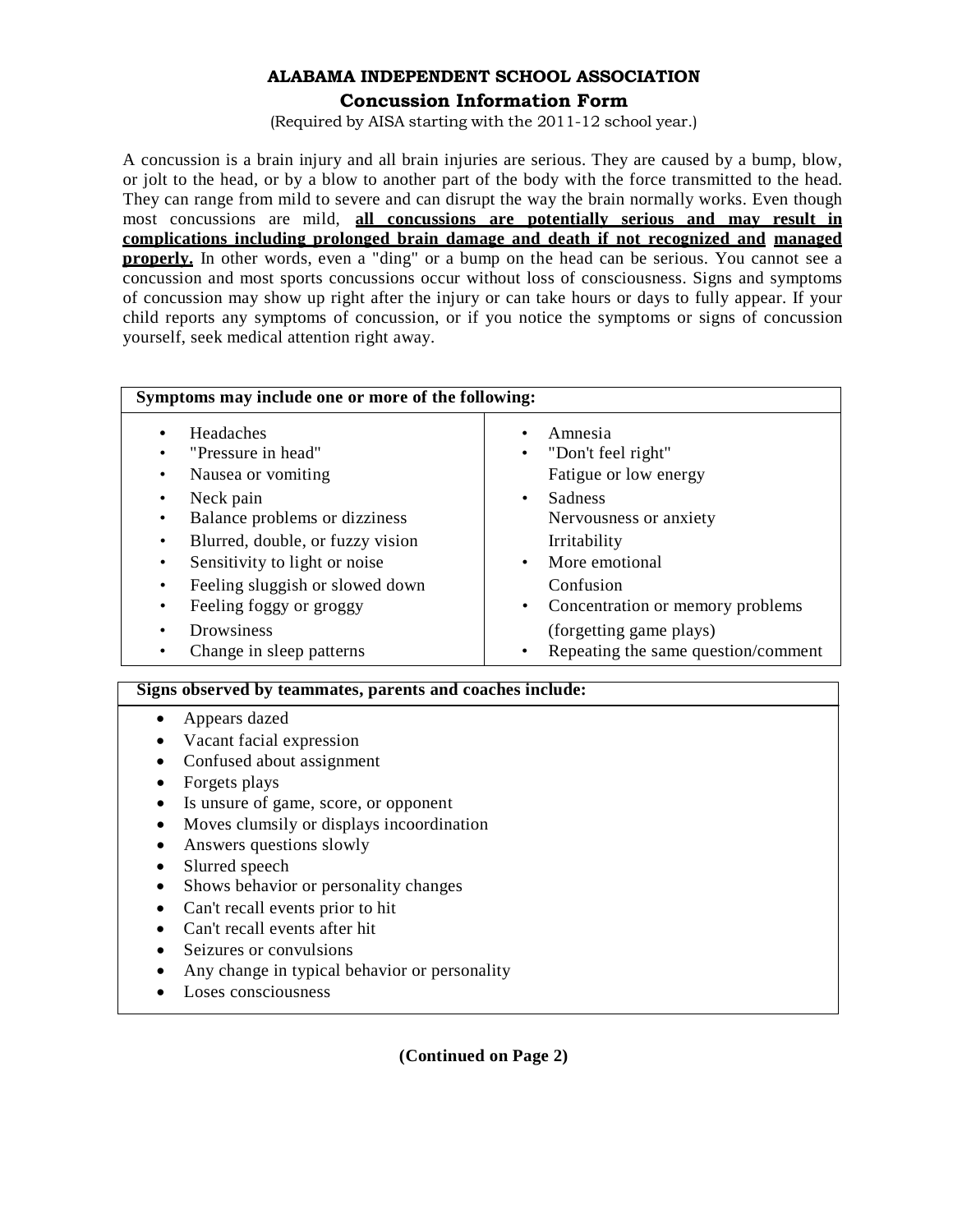# ALABAMA INDEPENDENT SCHOOL ASSOCIATION

## Concussion Information Form

(Required by AISA starting with the 2011-12 school year.)

A concussion is a brain injury and all brain injuries are serious. They are caused by a bump, blow, or jolt to the head, or by a blow to another part of the body with the force transmitted to the head. They can range from mild to severe and can disrupt the way the brain normally works. Even though most concussions are mild, **all concussions are potentially serious and may result in complications including prolonged brain damage and death if not recognized and managed properly.** In other words, even a "ding" or a bump on the head can be serious. You cannot see a concussion and most sports concussions occur without loss of consciousness. Signs and symptoms of concussion may show up right after the injury or can take hours or days to fully appear. If your child reports any symptoms of concussion, or if you notice the symptoms or signs of concussion yourself, seek medical attention right away.

**Symptoms may include one or more of the following:**

- Headaches
- "Pressure in head"
- Nausea or vomiting
- Neck pain
- Balance problems or dizziness
- Blurred, double, or fuzzy vision
- Sensitivity to light or noise
- Feeling sluggish or slowed down
- Feeling foggy or groggy
- Drowsiness
- Change in sleep patterns
- Amnesia
- "Don't feel right"
- Fatigue or low energy
- Sadness
- Nervousness or anxiety
- Irritability
- More emotional
- Confusion
- Concentration or memory problems (forgetting game plays)
- Repeating the same question/comment

**Signs observed by teammates, parents and coaches include:**

- Appears dazed
- Vacant facial expression
- Confused about assignment
- Forgets plays
- Is unsure of game, score, or opponent
- Moves clumsily or displays incoordination
- Answers questions slowly
- Slurred speech
- Shows behavior or personality changes
- Can't recall events prior to hit
- Can't recall events after hit
- Seizures or convulsions
- Any change in typical behavior or personality
- Loses consciousness

**(Continued on Page 2)**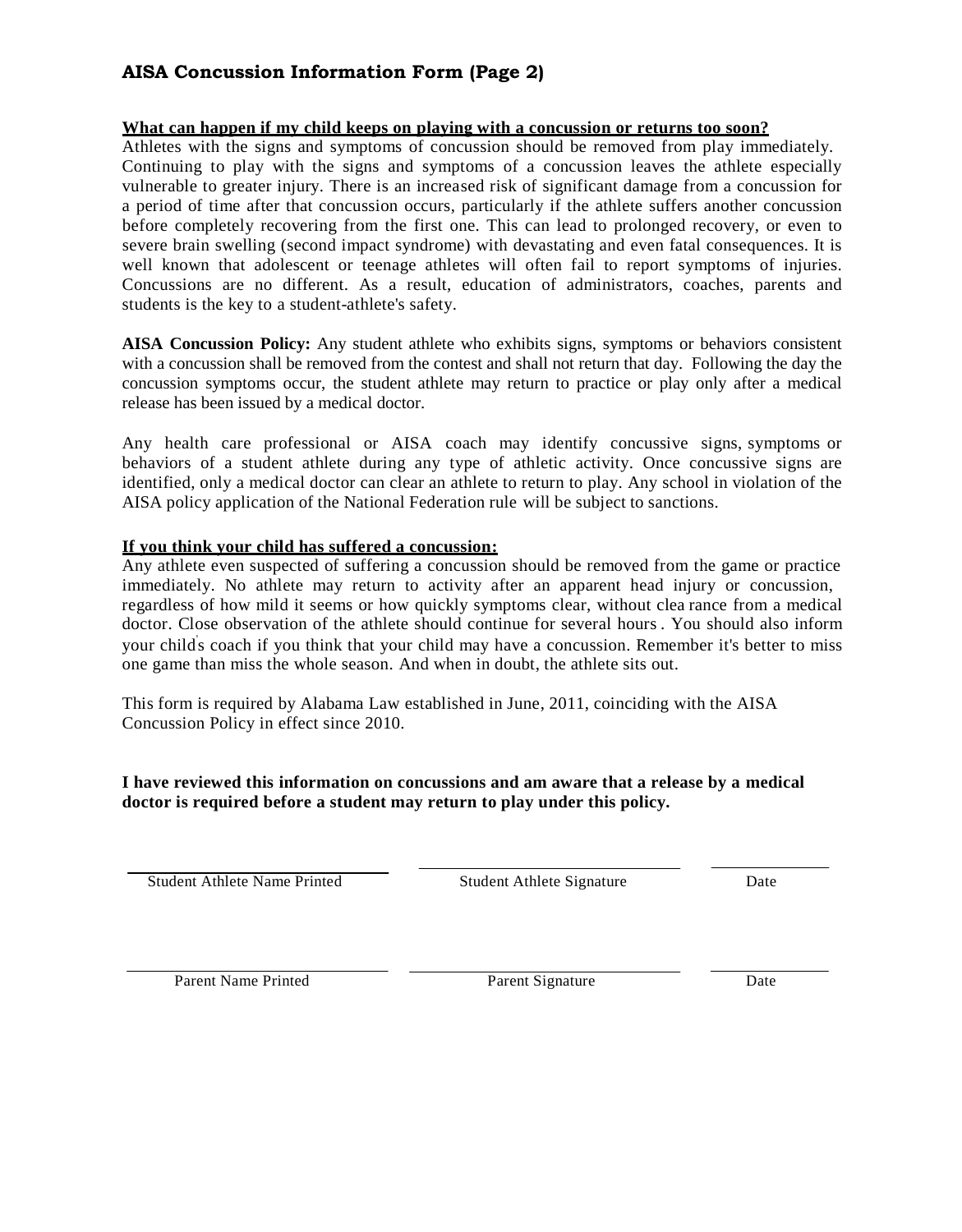## AISA Concussion Information Form (Page 2)

**What can happen if my child keeps on playing with a concussion or returns too soon?**

Athletes with the signs and symptoms of concussion should be removed from play immediately. Continuing to play with the signs and symptoms of a concussion leaves the athlete especially vulnerable to greater injury. There is an increased risk of significant damage from a concussion for a period of time after that concussion occurs, particularly if the athlete suffers another concussion before completely recovering from the first one. This can lead to prolonged recovery, or even to severe brain swelling (second impact syndrome) with devastating and even fatal consequences. It is well known that adolescent or teenage athletes will often fail to report symptoms of injuries. Concussions are no different. As a result, education of administrators, coaches, parents and students is the key to a student-athlete's safety.

**AISA Concussion Policy:** Any student athlete who exhibits signs, symptoms or behaviors consistent with a concussion shall be removed from the contest and shall not return that day. Following the day the concussion symptoms occur, the student athlete may return to practice or play only after a medical release has been issued by a medical doctor.

Any health care professional or AISA coach may identify concussive signs, symptoms or behaviors of a student athlete during any type of athletic activity. Once concussive signs are identified, only a medical doctor can clear an athlete to return to play. Any school in violation of the AISA policy application of the National Federation rule will be subject to sanctions.

**If you think your child has suffered a concussion:**

Any athlete even suspected of suffering a concussion should be removed from the game or practice immediately. No athlete may return to activity after an apparent head injury or concussion, regardless of how mild it seems or how quickly symptoms clear, without clearance from a medical doctor. Close observation of the athlete should continue for several hours. You should also inform your child's coach if you think that your child may have a concussion. Remember it's better to miss one game than miss the whole season. And when in doubt, the athlete sits out.

This form is required by Alabama Law established in June, 2011, coinciding with the AISA Concussion Policy in effect since 2010.

**I have reviewed this information on concussions and am aware that a release by a medical doctor is required before a student may return to play under this policy.**

\_\_\_\_\_\_\_\_\_\_\_\_\_\_\_\_\_\_\_\_\_\_\_\_ \_\_\_\_\_\_\_\_\_\_\_\_\_\_\_\_\_\_\_\_\_\_\_\_ \_\_\_\_\_\_\_\_\_\_\_\_

Student Athlete Name Printed     Student Athlete Signature     Date

\_\_\_\_\_\_\_\_\_\_\_\_\_\_\_\_\_\_\_\_\_\_\_\_ \_\_\_\_\_\_\_\_\_\_\_\_\_\_\_\_\_\_\_\_\_\_\_\_ \_\_\_\_\_\_\_\_\_\_\_\_

Parent Name Printed     Parent Signature     Date